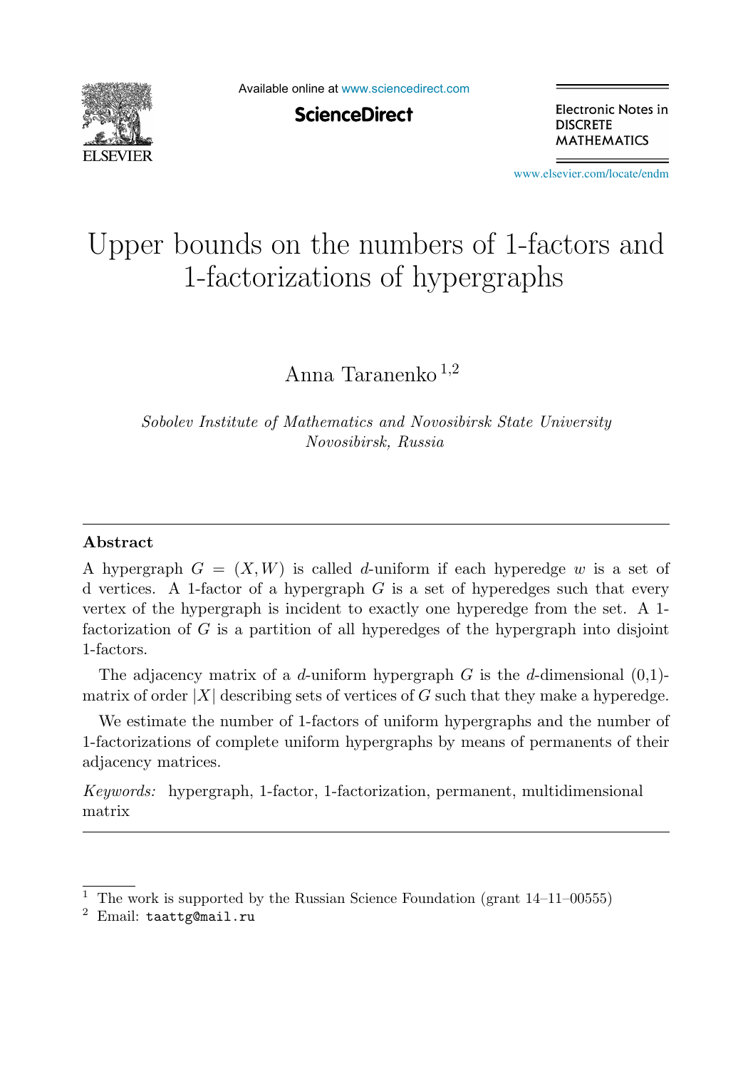# Upper bounds on the numbers of 1-factors and 1-factorizations of hypergraphs

Anna Taranenko [1,2]

*Sobolev Institute of Mathematics and Novosibirsk State University Novosibirsk, Russia*

---

## Abstract

A hypergraph $G = (X, W)$ is called $d$-uniform if each hyperedge $w$ is a set of d vertices. A 1-factor of a hypergraph $G$ is a set of hyperedges such that every vertex of the hypergraph is incident to exactly one hyperedge from the set. A 1-factorization of $G$ is a partition of all hyperedges of the hypergraph into disjoint 1-factors.

The adjacency matrix of a $d$-uniform hypergraph $G$ is the $d$-dimensional (0,1)-matrix of order $|X|$ describing sets of vertices of $G$ such that they make a hyperedge.

We estimate the number of 1-factors of uniform hypergraphs and the number of 1-factorizations of complete uniform hypergraphs by means of permanents of their adjacency matrices.

*Keywords:* hypergraph, 1-factor, 1-factorization, permanent, multidimensional matrix

---

[1] The work is supported by the Russian Science Foundation (grant 14–11–00555)

[2] Email: taattg@mail.ru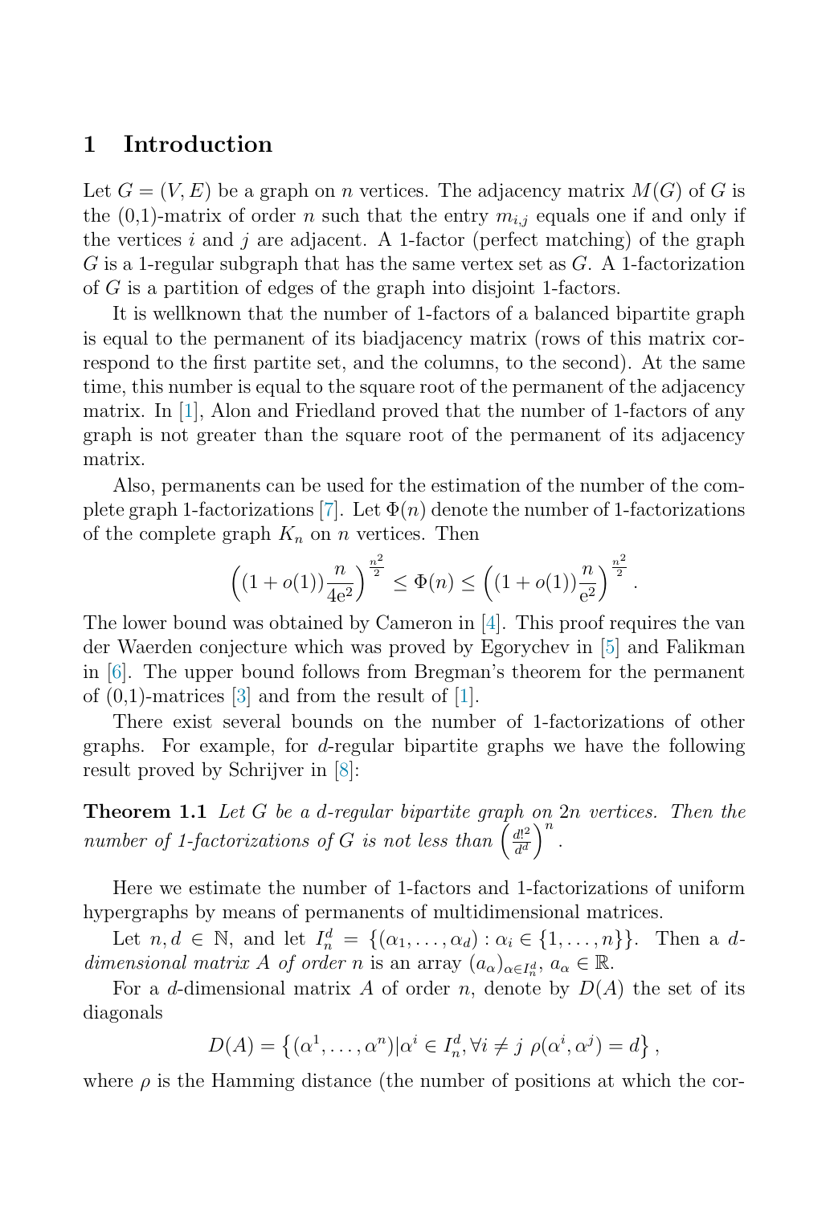## 1 Introduction

Let $G = (V, E)$ be a graph on $n$ vertices. The adjacency matrix $M(G)$ of $G$ is the (0,1)-matrix of order $n$ such that the entry $m_{i,j}$ equals one if and only if the vertices $i$ and $j$ are adjacent. A 1-factor (perfect matching) of the graph $G$ is a 1-regular subgraph that has the same vertex set as $G$. A 1-factorization of $G$ is a partition of edges of the graph into disjoint 1-factors.

It is wellknown that the number of 1-factors of a balanced bipartite graph is equal to the permanent of its biadjacency matrix (rows of this matrix correspond to the first partite set, and the columns, to the second). At the same time, this number is equal to the square root of the permanent of the adjacency matrix. In [1], Alon and Friedland proved that the number of 1-factors of any graph is not greater than the square root of the permanent of its adjacency matrix.

Also, permanents can be used for the estimation of the number of the complete graph 1-factorizations [7]. Let $\Phi(n)$ denote the number of 1-factorizations of the complete graph $K_n$ on $n$ vertices. Then

$$\left((1+o(1))\frac{n}{4\mathrm{e}^2}\right)^{\frac{n^2}{2}} \leq \Phi(n) \leq \left((1+o(1))\frac{n}{\mathrm{e}^2}\right)^{\frac{n^2}{2}}.$$

The lower bound was obtained by Cameron in [4]. This proof requires the van der Waerden conjecture which was proved by Egorychev in [5] and Falikman in [6]. The upper bound follows from Bregman's theorem for the permanent of (0,1)-matrices [3] and from the result of [1].

There exist several bounds on the number of 1-factorizations of other graphs. For example, for $d$-regular bipartite graphs we have the following result proved by Schrijver in [8]:

**Theorem 1.1** *Let $G$ be a $d$-regular bipartite graph on $2n$ vertices. Then the number of 1-factorizations of $G$ is not less than $\left(\frac{d!^2}{d^d}\right)^n$.*

Here we estimate the number of 1-factors and 1-factorizations of uniform hypergraphs by means of permanents of multidimensional matrices.

Let $n, d \in \mathbb{N}$, and let $I_n^d = \{(\alpha_1, \ldots, \alpha_d) : \alpha_i \in \{1, \ldots, n\}\}$. Then a *$d$-dimensional matrix $A$ of order $n$* is an array $(a_\alpha)_{\alpha \in I_n^d}$, $a_\alpha \in \mathbb{R}$.

For a $d$-dimensional matrix $A$ of order $n$, denote by $D(A)$ the set of its diagonals

$$D(A) = \left\{(\alpha^1, \ldots, \alpha^n) | \alpha^i \in I_n^d, \forall i \neq j \ \rho(\alpha^i, \alpha^j) = d\right\},$$

where $\rho$ is the Hamming distance (the number of positions at which the cor-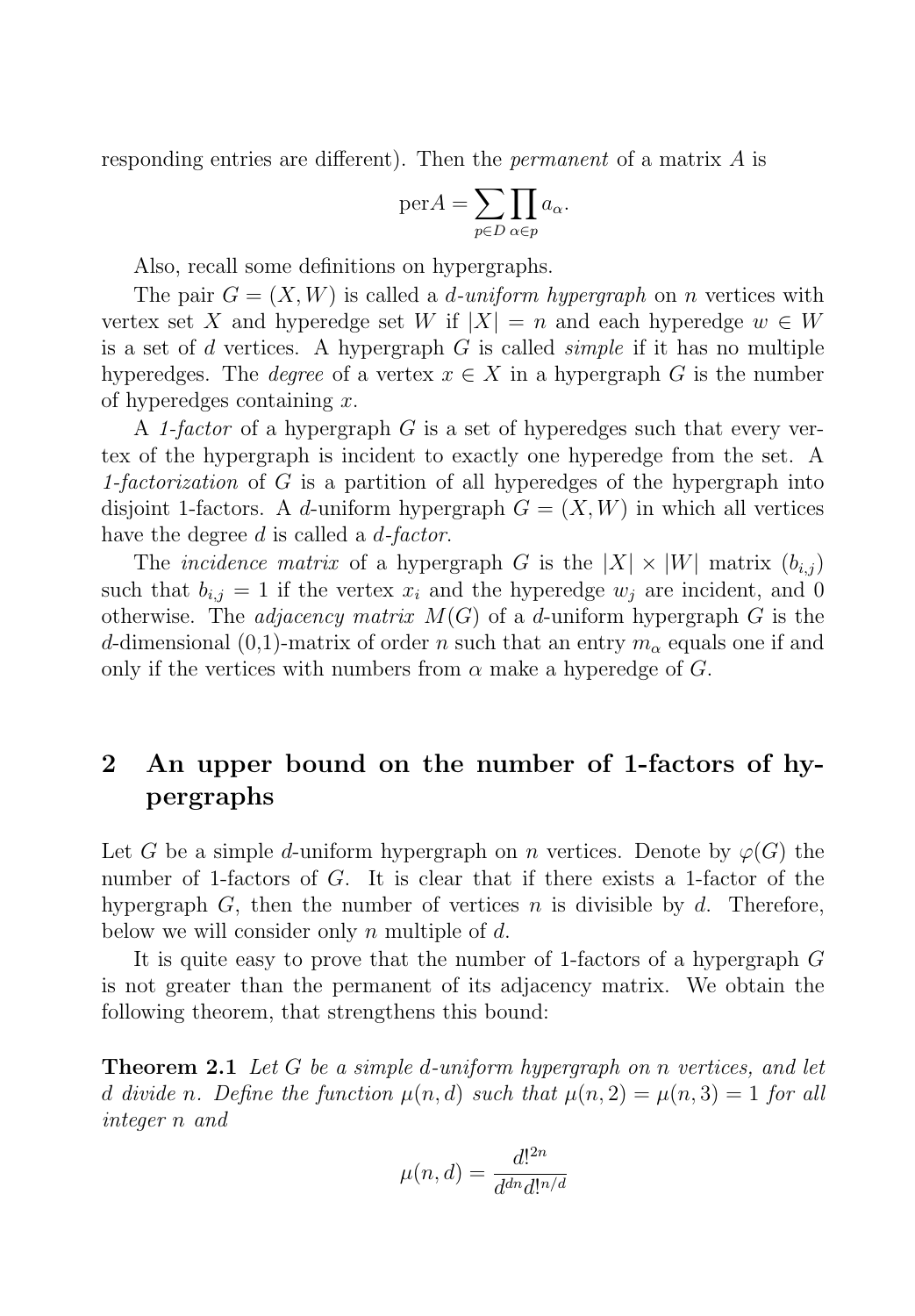responding entries are different). Then the *permanent* of a matrix $A$ is

$$\mathrm{per}A = \sum_{p \in D} \prod_{\alpha \in p} a_\alpha.$$

Also, recall some definitions on hypergraphs.

The pair $G = (X, W)$ is called a *d-uniform hypergraph* on $n$ vertices with vertex set $X$ and hyperedge set $W$ if $|X| = n$ and each hyperedge $w \in W$ is a set of $d$ vertices. A hypergraph $G$ is called *simple* if it has no multiple hyperedges. The *degree* of a vertex $x \in X$ in a hypergraph $G$ is the number of hyperedges containing $x$.

A *1-factor* of a hypergraph $G$ is a set of hyperedges such that every vertex of the hypergraph is incident to exactly one hyperedge from the set. A *1-factorization* of $G$ is a partition of all hyperedges of the hypergraph into disjoint 1-factors. A $d$-uniform hypergraph $G = (X, W)$ in which all vertices have the degree $d$ is called a *d-factor*.

The *incidence matrix* of a hypergraph $G$ is the $|X| \times |W|$ matrix $(b_{i,j})$ such that $b_{i,j} = 1$ if the vertex $x_i$ and the hyperedge $w_j$ are incident, and 0 otherwise. The *adjacency matrix* $M(G)$ of a $d$-uniform hypergraph $G$ is the $d$-dimensional (0,1)-matrix of order $n$ such that an entry $m_\alpha$ equals one if and only if the vertices with numbers from $\alpha$ make a hyperedge of $G$.

## 2 An upper bound on the number of 1-factors of hypergraphs

Let $G$ be a simple $d$-uniform hypergraph on $n$ vertices. Denote by $\varphi(G)$ the number of 1-factors of $G$. It is clear that if there exists a 1-factor of the hypergraph $G$, then the number of vertices $n$ is divisible by $d$. Therefore, below we will consider only $n$ multiple of $d$.

It is quite easy to prove that the number of 1-factors of a hypergraph $G$ is not greater than the permanent of its adjacency matrix. We obtain the following theorem, that strengthens this bound:

**Theorem 2.1** *Let $G$ be a simple $d$-uniform hypergraph on $n$ vertices, and let $d$ divide $n$. Define the function $\mu(n, d)$ such that $\mu(n, 2) = \mu(n, 3) = 1$ for all integer $n$ and*

$$\mu(n, d) = \frac{d!^{2n}}{d^{dn} d!^{n/d}}$$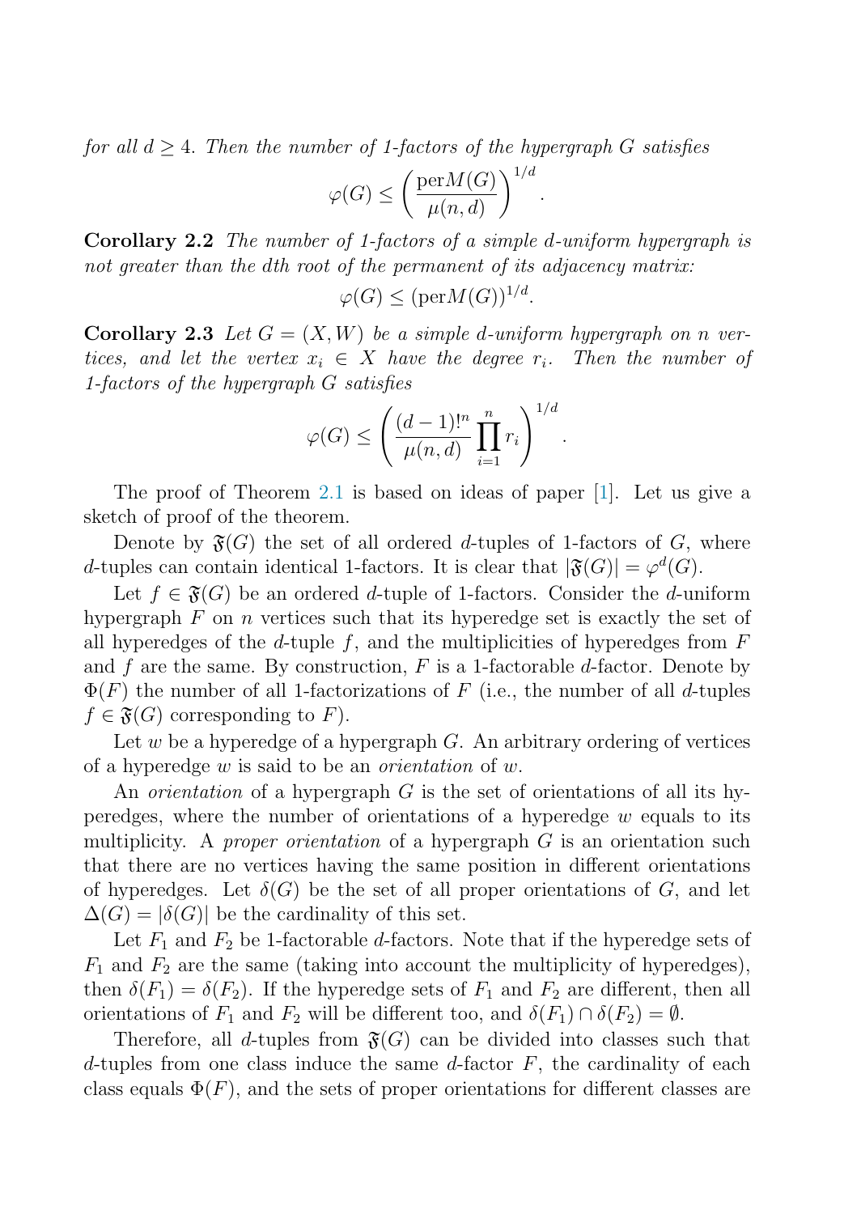*for all $d \geq 4$. Then the number of 1-factors of the hypergraph $G$ satisfies*

$$\varphi(G) \leq \left( \frac{\mathrm{per} M(G)}{\mu(n,d)} \right)^{1/d}.$$

**Corollary 2.2** *The number of 1-factors of a simple $d$-uniform hypergraph is not greater than the $d$th root of the permanent of its adjacency matrix:*

$$\varphi(G) \leq (\mathrm{per} M(G))^{1/d}.$$

**Corollary 2.3** *Let $G = (X, W)$ be a simple $d$-uniform hypergraph on $n$ vertices, and let the vertex $x_i \in X$ have the degree $r_i$. Then the number of 1-factors of the hypergraph $G$ satisfies*

$$\varphi(G) \leq \left( \frac{(d-1)!^n}{\mu(n,d)} \prod_{i=1}^{n} r_i \right)^{1/d}.$$

The proof of Theorem 2.1 is based on ideas of paper [1]. Let us give a sketch of proof of the theorem.

Denote by $\mathfrak{F}(G)$ the set of all ordered $d$-tuples of 1-factors of $G$, where $d$-tuples can contain identical 1-factors. It is clear that $|\mathfrak{F}(G)| = \varphi^d(G)$.

Let $f \in \mathfrak{F}(G)$ be an ordered $d$-tuple of 1-factors. Consider the $d$-uniform hypergraph $F$ on $n$ vertices such that its hyperedge set is exactly the set of all hyperedges of the $d$-tuple $f$, and the multiplicities of hyperedges from $F$ and $f$ are the same. By construction, $F$ is a 1-factorable $d$-factor. Denote by $\Phi(F)$ the number of all 1-factorizations of $F$ (i.e., the number of all $d$-tuples $f \in \mathfrak{F}(G)$ corresponding to $F$).

Let $w$ be a hyperedge of a hypergraph $G$. An arbitrary ordering of vertices of a hyperedge $w$ is said to be an *orientation* of $w$.

An *orientation* of a hypergraph $G$ is the set of orientations of all its hyperedges, where the number of orientations of a hyperedge $w$ equals to its multiplicity. A *proper orientation* of a hypergraph $G$ is an orientation such that there are no vertices having the same position in different orientations of hyperedges. Let $\delta(G)$ be the set of all proper orientations of $G$, and let $\Delta(G) = |\delta(G)|$ be the cardinality of this set.

Let $F_1$ and $F_2$ be 1-factorable $d$-factors. Note that if the hyperedge sets of $F_1$ and $F_2$ are the same (taking into account the multiplicity of hyperedges), then $\delta(F_1) = \delta(F_2)$. If the hyperedge sets of $F_1$ and $F_2$ are different, then all orientations of $F_1$ and $F_2$ will be different too, and $\delta(F_1) \cap \delta(F_2) = \emptyset$.

Therefore, all $d$-tuples from $\mathfrak{F}(G)$ can be divided into classes such that $d$-tuples from one class induce the same $d$-factor $F$, the cardinality of each class equals $\Phi(F)$, and the sets of proper orientations for different classes are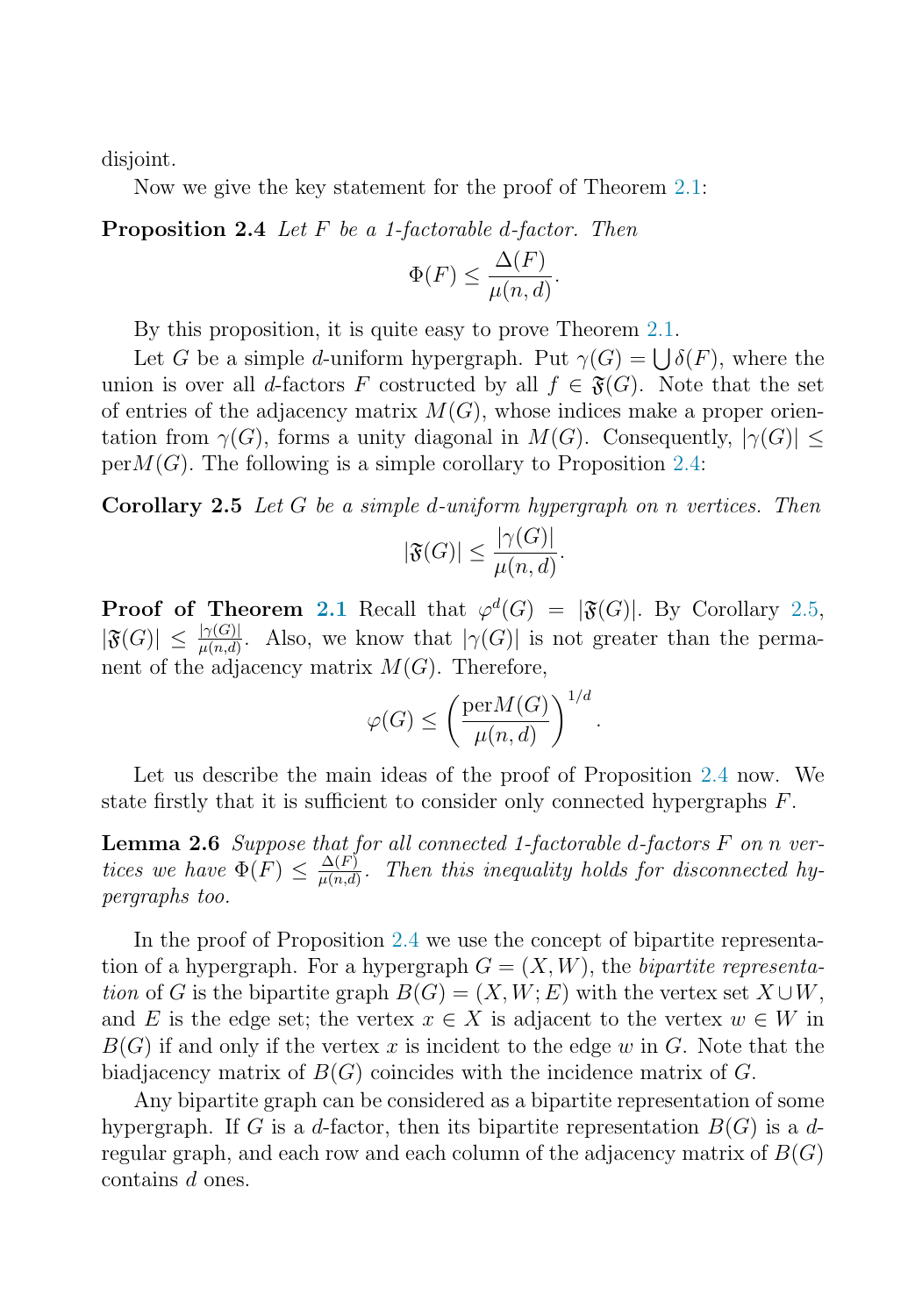disjoint.

Now we give the key statement for the proof of Theorem 2.1:

**Proposition 2.4** *Let $F$ be a 1-factorable $d$-factor. Then*

$$\Phi(F) \leq \frac{\Delta(F)}{\mu(n,d)}.$$

By this proposition, it is quite easy to prove Theorem 2.1.

Let $G$ be a simple $d$-uniform hypergraph. Put $\gamma(G) = \bigcup \delta(F)$, where the union is over all $d$-factors $F$ costructed by all $f \in \mathfrak{F}(G)$. Note that the set of entries of the adjacency matrix $M(G)$, whose indices make a proper orientation from $\gamma(G)$, forms a unity diagonal in $M(G)$. Consequently, $|\gamma(G)| \leq \mathrm{per} M(G)$. The following is a simple corollary to Proposition 2.4:

**Corollary 2.5** *Let $G$ be a simple $d$-uniform hypergraph on $n$ vertices. Then*

$$|\mathfrak{F}(G)| \leq \frac{|\gamma(G)|}{\mu(n,d)}.$$

**Proof of Theorem 2.1** Recall that $\varphi^d(G) = |\mathfrak{F}(G)|$. By Corollary 2.5, $|\mathfrak{F}(G)| \leq \frac{|\gamma(G)|}{\mu(n,d)}$. Also, we know that $|\gamma(G)|$ is not greater than the permanent of the adjacency matrix $M(G)$. Therefore,

$$\varphi(G) \leq \left( \frac{\mathrm{per} M(G)}{\mu(n,d)} \right)^{1/d}.$$

Let us describe the main ideas of the proof of Proposition 2.4 now. We state firstly that it is sufficient to consider only connected hypergraphs $F$.

**Lemma 2.6** *Suppose that for all connected 1-factorable $d$-factors $F$ on $n$ vertices we have $\Phi(F) \leq \frac{\Delta(F)}{\mu(n,d)}$. Then this inequality holds for disconnected hypergraphs too.*

In the proof of Proposition 2.4 we use the concept of bipartite representation of a hypergraph. For a hypergraph $G = (X, W)$, the *bipartite representation* of $G$ is the bipartite graph $B(G) = (X, W; E)$ with the vertex set $X \cup W$, and $E$ is the edge set; the vertex $x \in X$ is adjacent to the vertex $w \in W$ in $B(G)$ if and only if the vertex $x$ is incident to the edge $w$ in $G$. Note that the biadjacency matrix of $B(G)$ coincides with the incidence matrix of $G$.

Any bipartite graph can be considered as a bipartite representation of some hypergraph. If $G$ is a $d$-factor, then its bipartite representation $B(G)$ is a $d$-regular graph, and each row and each column of the adjacency matrix of $B(G)$ contains $d$ ones.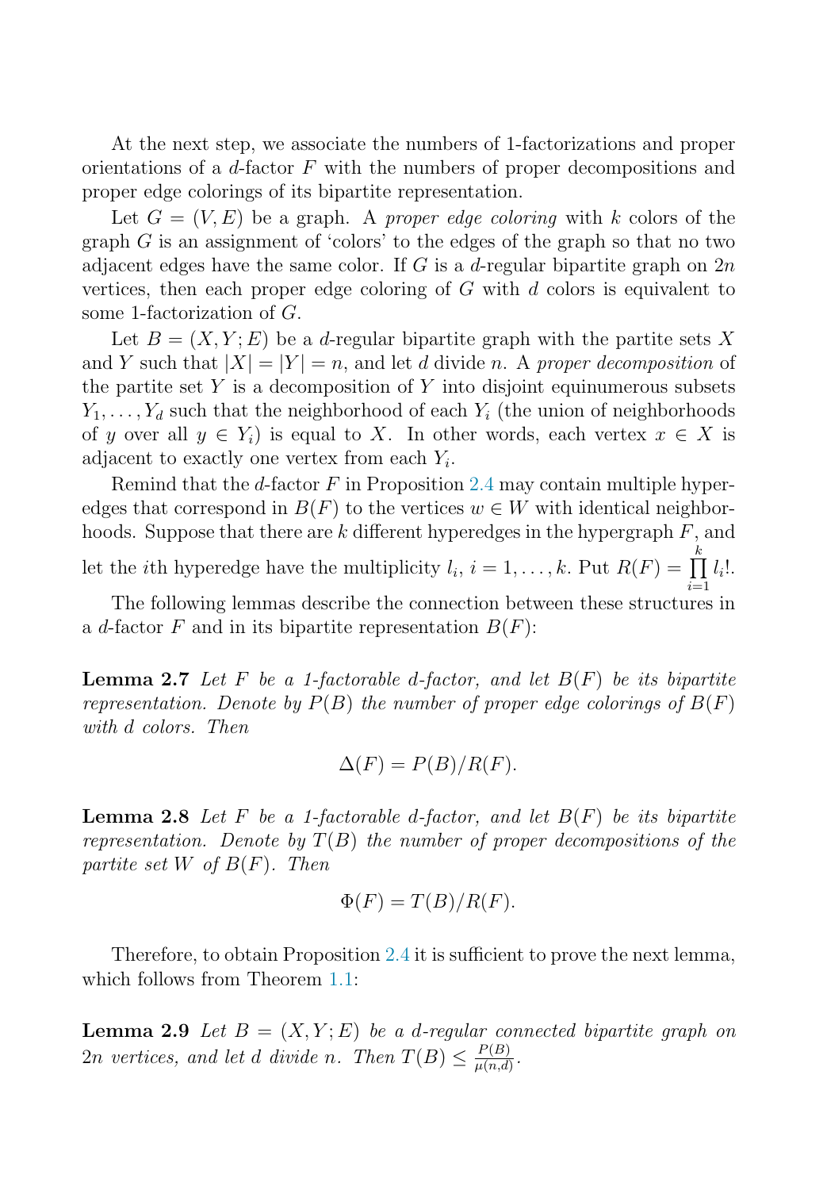At the next step, we associate the numbers of 1-factorizations and proper orientations of a $d$-factor $F$ with the numbers of proper decompositions and proper edge colorings of its bipartite representation.

Let $G = (V, E)$ be a graph. A *proper edge coloring* with $k$ colors of the graph $G$ is an assignment of 'colors' to the edges of the graph so that no two adjacent edges have the same color. If $G$ is a $d$-regular bipartite graph on $2n$ vertices, then each proper edge coloring of $G$ with $d$ colors is equivalent to some 1-factorization of $G$.

Let $B = (X, Y; E)$ be a $d$-regular bipartite graph with the partite sets $X$ and $Y$ such that $|X| = |Y| = n$, and let $d$ divide $n$. A *proper decomposition* of the partite set $Y$ is a decomposition of $Y$ into disjoint equinumerous subsets $Y_1, \ldots, Y_d$ such that the neighborhood of each $Y_i$ (the union of neighborhoods of $y$ over all $y \in Y_i$) is equal to $X$. In other words, each vertex $x \in X$ is adjacent to exactly one vertex from each $Y_i$.

Remind that the $d$-factor $F$ in Proposition 2.4 may contain multiple hyperedges that correspond in $B(F)$ to the vertices $w \in W$ with identical neighborhoods. Suppose that there are $k$ different hyperedges in the hypergraph $F$, and let the $i$th hyperedge have the multiplicity $l_i$, $i = 1, \ldots, k$. Put $R(F) = \prod_{i=1}^{k} l_i!$.

The following lemmas describe the connection between these structures in a $d$-factor $F$ and in its bipartite representation $B(F)$:

**Lemma 2.7** *Let $F$ be a 1-factorable $d$-factor, and let $B(F)$ be its bipartite representation. Denote by $P(B)$ the number of proper edge colorings of $B(F)$ with $d$ colors. Then*

$$\Delta(F) = P(B)/R(F).$$

**Lemma 2.8** *Let $F$ be a 1-factorable $d$-factor, and let $B(F)$ be its bipartite representation. Denote by $T(B)$ the number of proper decompositions of the partite set $W$ of $B(F)$. Then*

$$\Phi(F) = T(B)/R(F).$$

Therefore, to obtain Proposition 2.4 it is sufficient to prove the next lemma, which follows from Theorem 1.1:

**Lemma 2.9** *Let $B = (X, Y; E)$ be a $d$-regular connected bipartite graph on $2n$ vertices, and let $d$ divide $n$. Then $T(B) \leq \frac{P(B)}{\mu(n,d)}$.*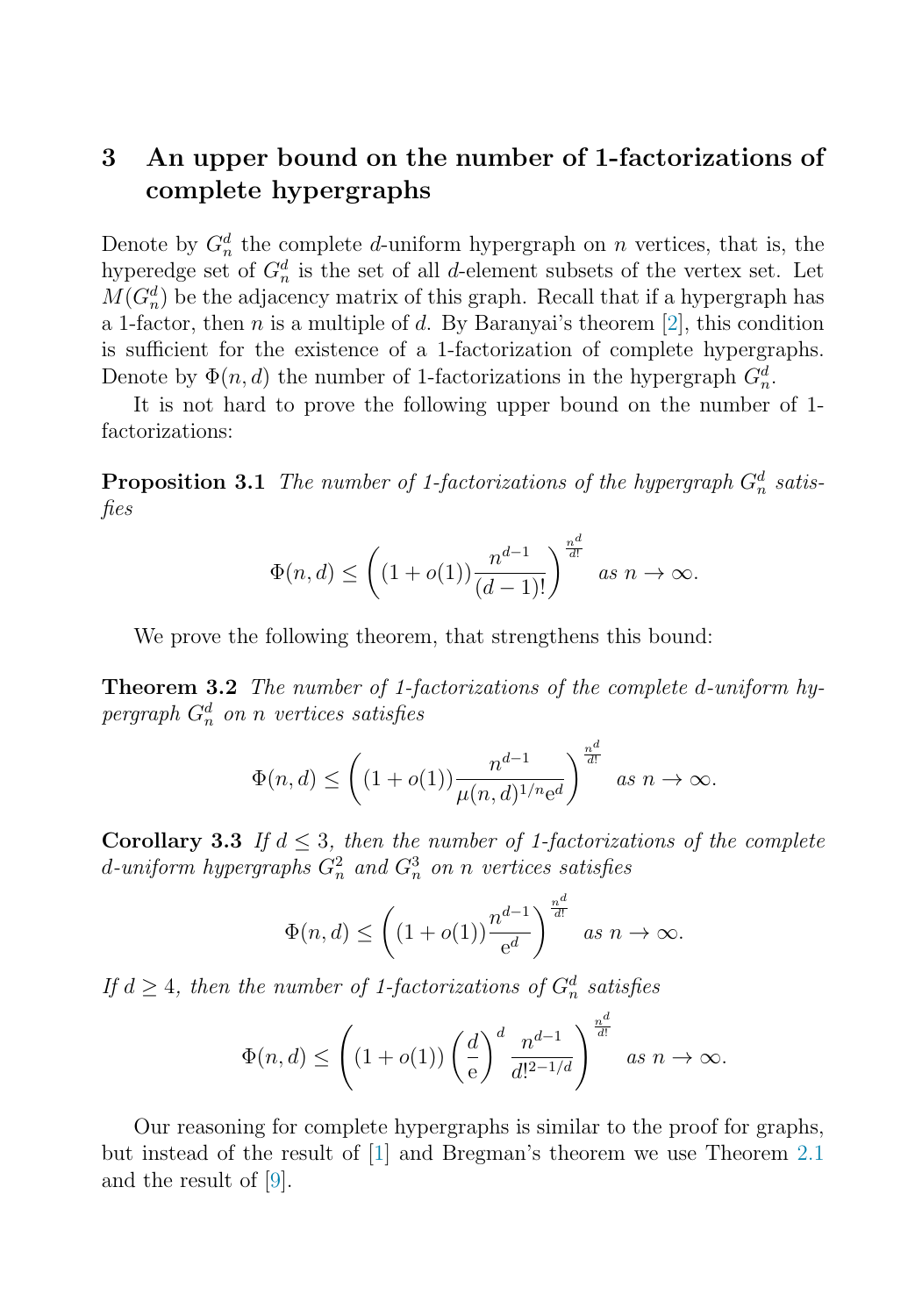## 3 An upper bound on the number of 1-factorizations of complete hypergraphs

Denote by $G_n^d$ the complete $d$-uniform hypergraph on $n$ vertices, that is, the hyperedge set of $G_n^d$ is the set of all $d$-element subsets of the vertex set. Let $M(G_n^d)$ be the adjacency matrix of this graph. Recall that if a hypergraph has a 1-factor, then $n$ is a multiple of $d$. By Baranyai's theorem [2], this condition is sufficient for the existence of a 1-factorization of complete hypergraphs. Denote by $\Phi(n, d)$ the number of 1-factorizations in the hypergraph $G_n^d$.

It is not hard to prove the following upper bound on the number of 1-factorizations:

**Proposition 3.1** *The number of 1-factorizations of the hypergraph $G_n^d$ satisfies*

$$\Phi(n, d) \leq \left( (1 + o(1)) \frac{n^{d-1}}{(d-1)!} \right)^{\frac{n^d}{d!}} \quad \text{as } n \to \infty.$$

We prove the following theorem, that strengthens this bound:

**Theorem 3.2** *The number of 1-factorizations of the complete $d$-uniform hypergraph $G_n^d$ on $n$ vertices satisfies*

$$\Phi(n, d) \leq \left( (1 + o(1)) \frac{n^{d-1}}{\mu(n, d)^{1/n} \mathrm{e}^d} \right)^{\frac{n^d}{d!}} \quad \text{as } n \to \infty.$$

**Corollary 3.3** *If $d \leq 3$, then the number of 1-factorizations of the complete $d$-uniform hypergraphs $G_n^2$ and $G_n^3$ on $n$ vertices satisfies*

$$\Phi(n, d) \leq \left( (1 + o(1)) \frac{n^{d-1}}{\mathrm{e}^d} \right)^{\frac{n^d}{d!}} \quad \text{as } n \to \infty.$$

*If $d \geq 4$, then the number of 1-factorizations of $G_n^d$ satisfies*

$$\Phi(n, d) \leq \left( (1 + o(1)) \left( \frac{d}{\mathrm{e}} \right)^d \frac{n^{d-1}}{d!^{2-1/d}} \right)^{\frac{n^d}{d!}} \quad \text{as } n \to \infty.$$

Our reasoning for complete hypergraphs is similar to the proof for graphs, but instead of the result of [1] and Bregman's theorem we use Theorem 2.1 and the result of [9].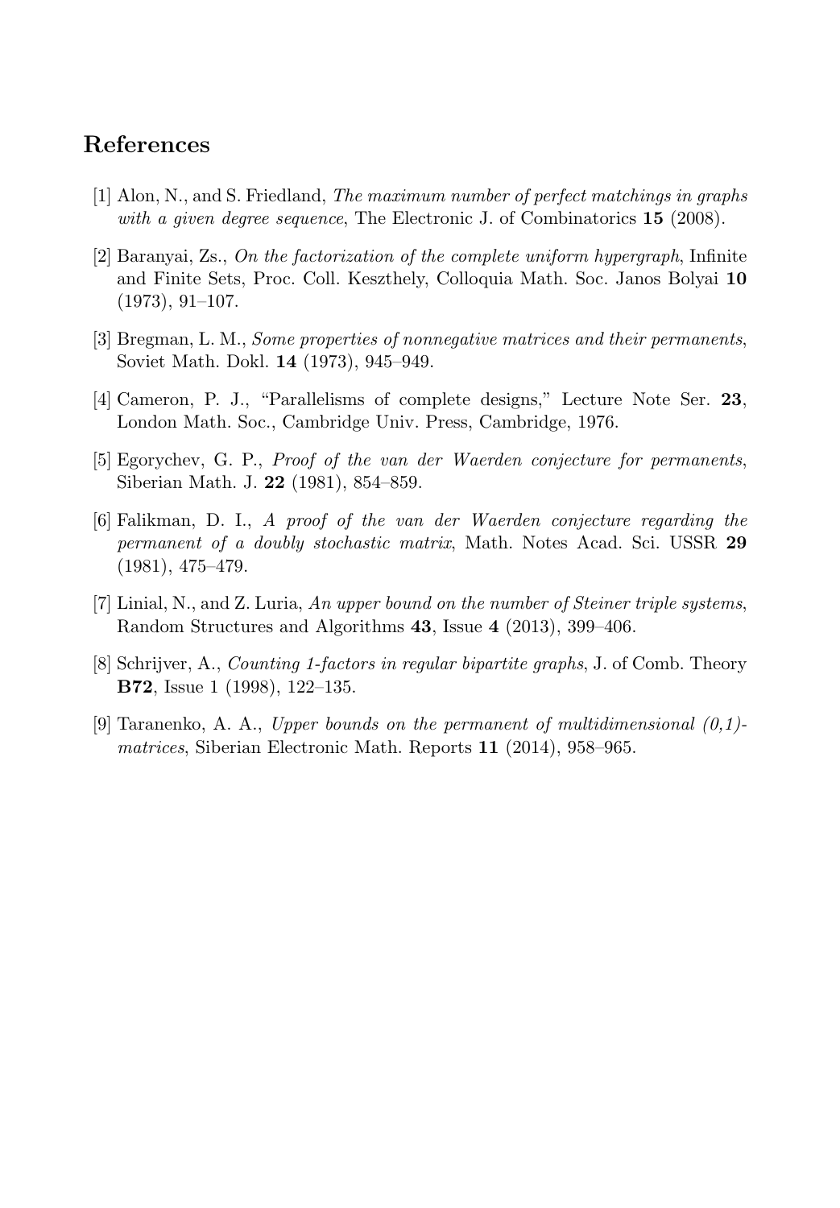## References

[1] Alon, N., and S. Friedland, *The maximum number of perfect matchings in graphs with a given degree sequence*, The Electronic J. of Combinatorics **15** (2008).

[2] Baranyai, Zs., *On the factorization of the complete uniform hypergraph*, Infinite and Finite Sets, Proc. Coll. Keszthely, Colloquia Math. Soc. Janos Bolyai **10** (1973), 91–107.

[3] Bregman, L. M., *Some properties of nonnegative matrices and their permanents*, Soviet Math. Dokl. **14** (1973), 945–949.

[4] Cameron, P. J., "Parallelisms of complete designs," Lecture Note Ser. **23**, London Math. Soc., Cambridge Univ. Press, Cambridge, 1976.

[5] Egorychev, G. P., *Proof of the van der Waerden conjecture for permanents*, Siberian Math. J. **22** (1981), 854–859.

[6] Falikman, D. I., *A proof of the van der Waerden conjecture regarding the permanent of a doubly stochastic matrix*, Math. Notes Acad. Sci. USSR **29** (1981), 475–479.

[7] Linial, N., and Z. Luria, *An upper bound on the number of Steiner triple systems*, Random Structures and Algorithms **43**, Issue **4** (2013), 399–406.

[8] Schrijver, A., *Counting 1-factors in regular bipartite graphs*, J. of Comb. Theory **B72**, Issue 1 (1998), 122–135.

[9] Taranenko, A. A., *Upper bounds on the permanent of multidimensional (0,1)-matrices*, Siberian Electronic Math. Reports **11** (2014), 958–965.